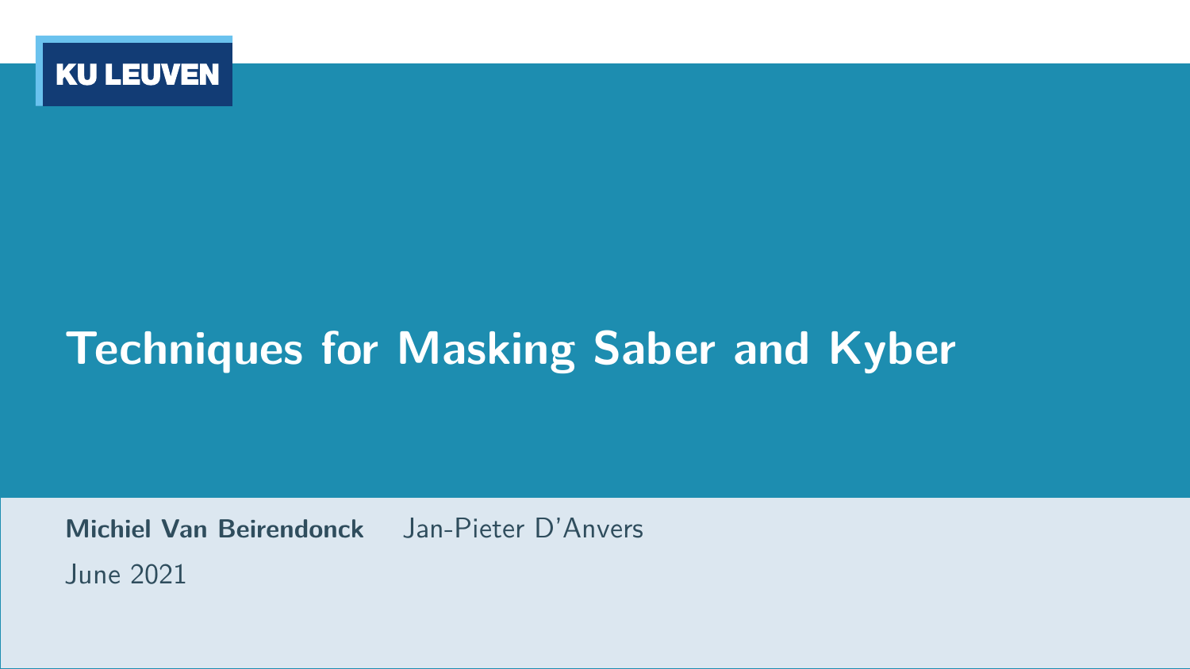KU LEUVEN

# Techniques for Masking Saber and Kyber

**Michiel Van Beirendonck** Jan-Pieter D'Anvers

June 2021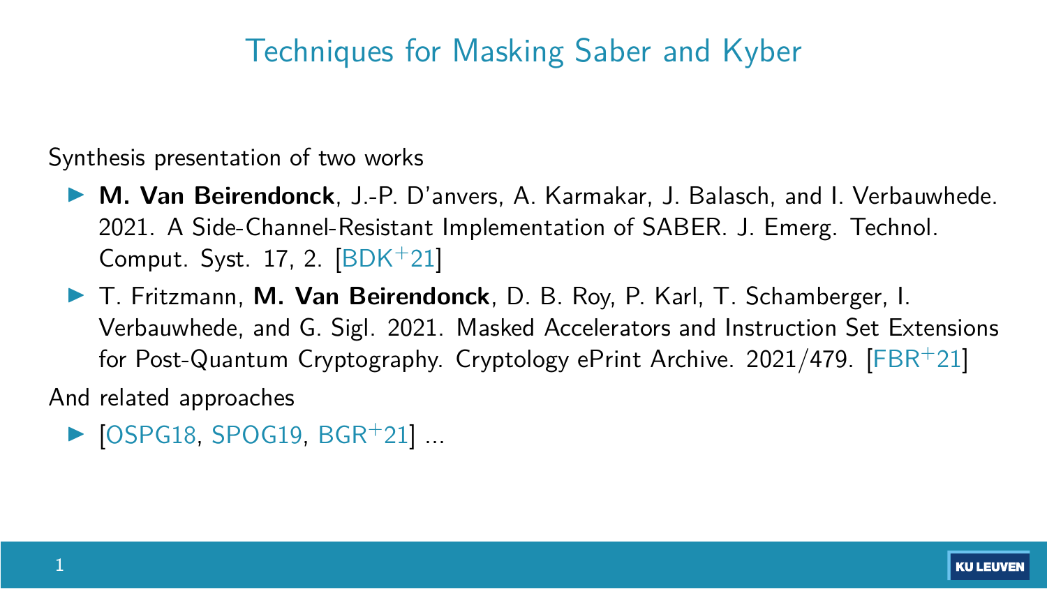# Techniques for Masking Saber and Kyber

Synthesis presentation of two works

- **M. Van Beirendonck**, J.-P. D'anvers, A. Karmakar, J. Balasch, and I. Verbauwhede. 2021. A Side-Channel-Resistant Implementation of SABER. J. Emerg. Technol. Comput. Syst. 17, 2. [BDK+21]
- T. Fritzmann, **M. Van Beirendonck**, D. B. Roy, P. Karl, T. Schamberger, I. Verbauwhede, and G. Sigl. 2021. Masked Accelerators and Instruction Set Extensions for Post-Quantum Cryptography. Cryptology ePrint Archive. 2021/479. [FBR+21]

And related approaches

- [OSPG18, SPOG19, BGR+21] ...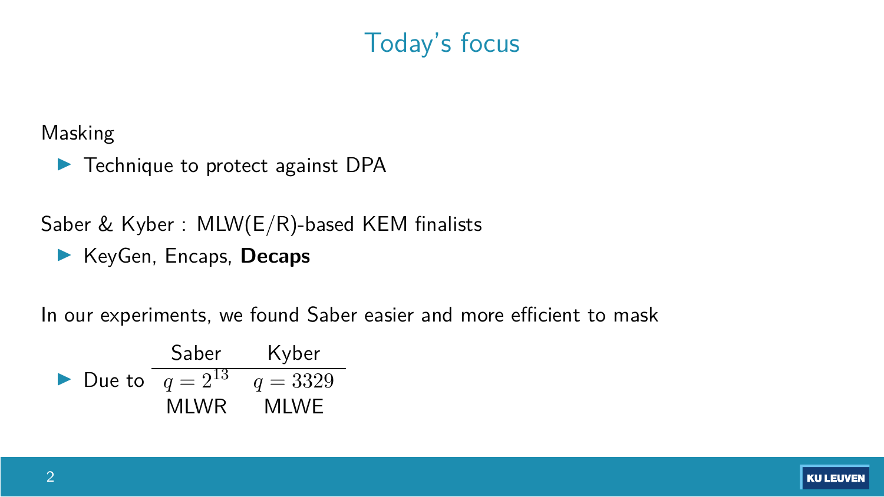# Today's focus

Masking

- Technique to protect against DPA

Saber & Kyber : MLW(E/R)-based KEM finalists

- KeyGen, Encaps, **Decaps**

In our experiments, we found Saber easier and more efficient to mask

- Due to

| Saber | Kyber |
|---|---|
| $q = 2^{13}$ | $q = 3329$ |
| MLWR | MLWE |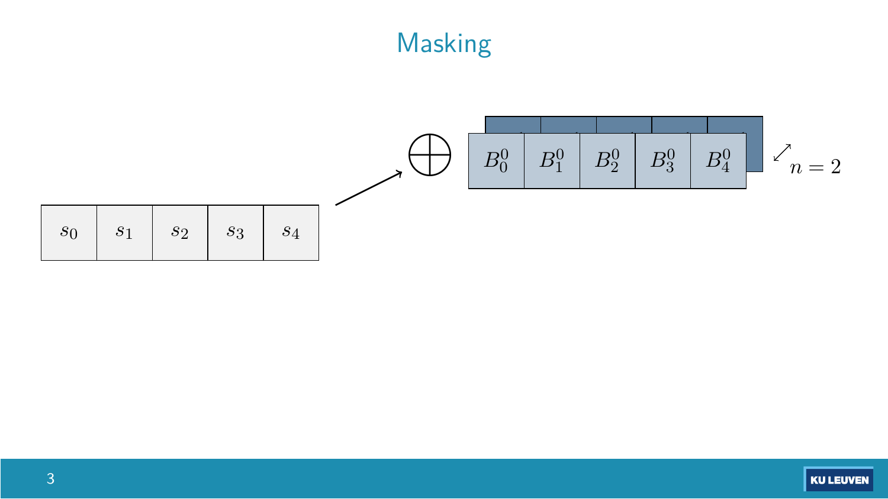# Masking

| $s_0$ | $s_1$ | $s_2$ | $s_3$ | $s_4$ |
|---|---|---|---|---|

$\bigoplus$

| $B_0^0$ | $B_1^0$ | $B_2^0$ | $B_3^0$ | $B_4^0$ |
|---|---|---|---|---|

$n = 2$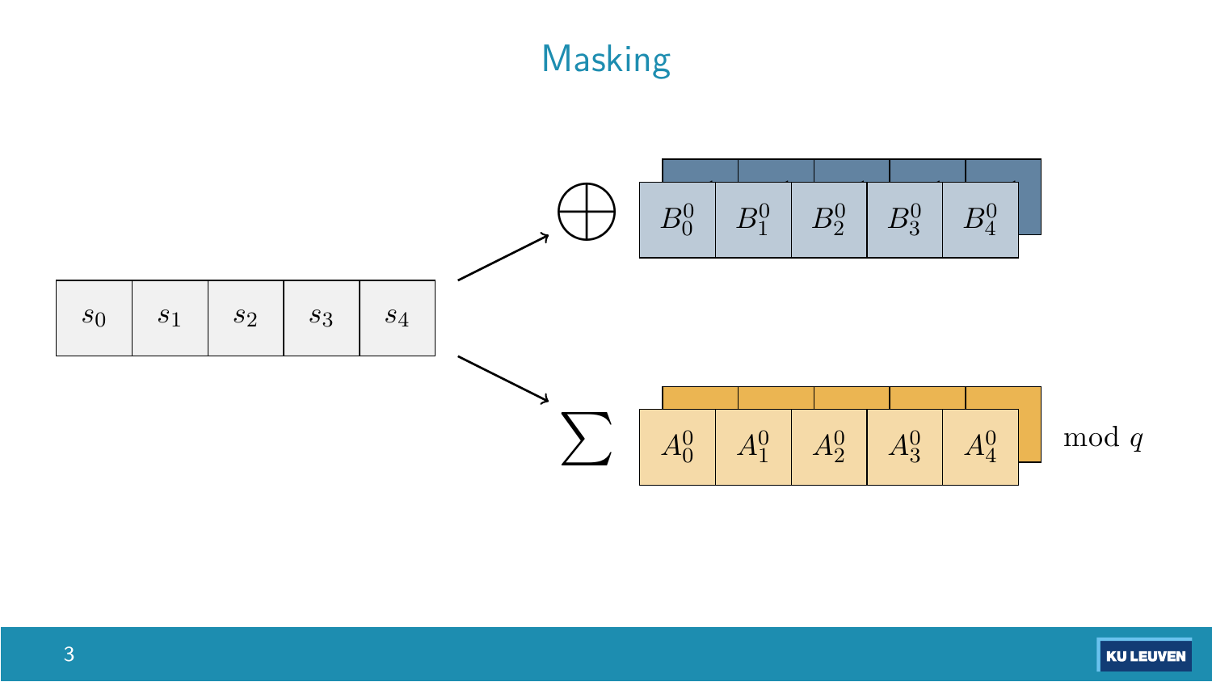# Masking

$s_0$ $s_1$ $s_2$ $s_3$ $s_4$

$\bigoplus$ $B_0^0$ $B_1^0$ $B_2^0$ $B_3^0$ $B_4^0$

$\sum$ $A_0^0$ $A_1^0$ $A_2^0$ $A_3^0$ $A_4^0$ $\bmod q$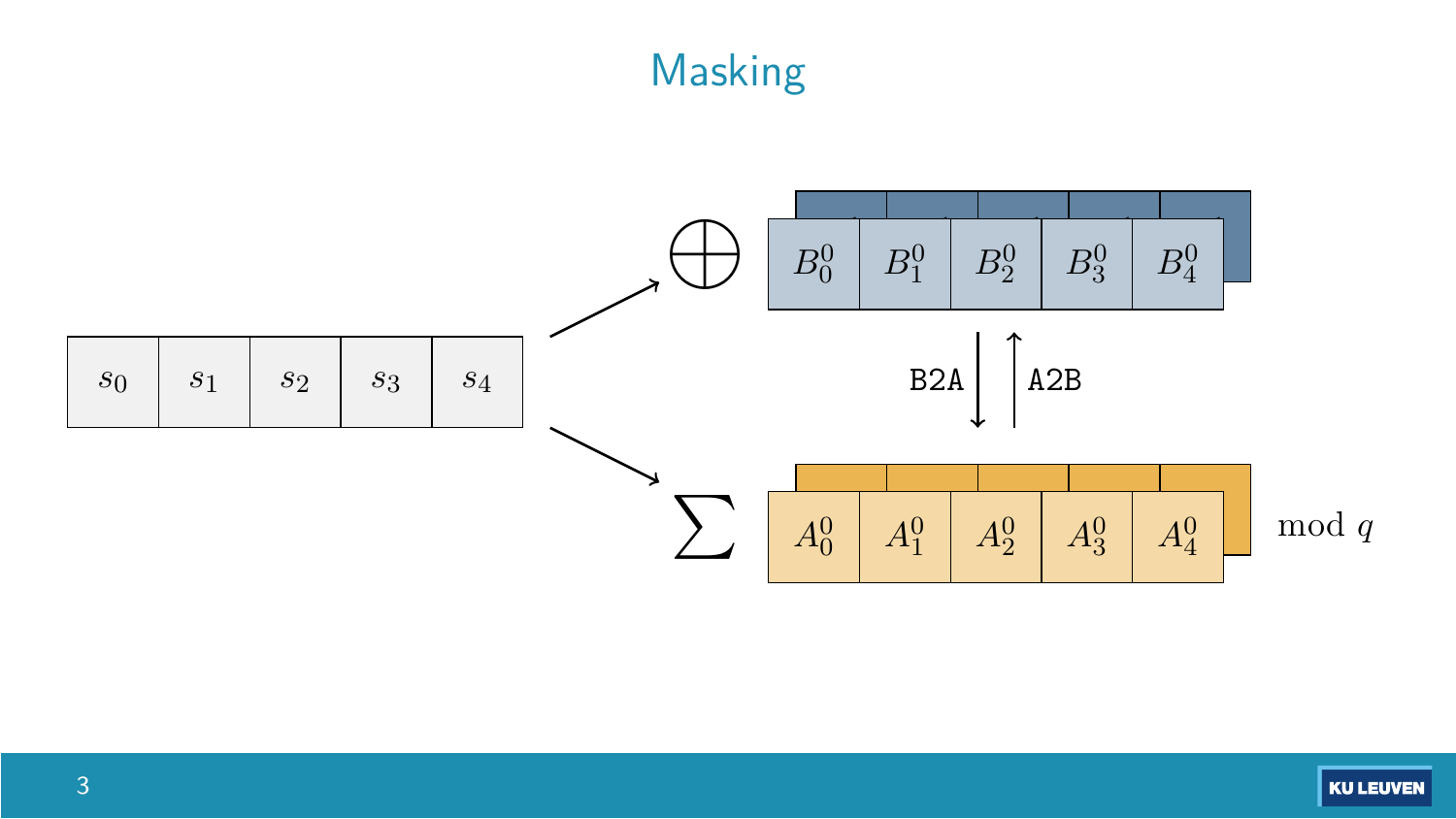# Masking

$s_0$ $s_1$ $s_2$ $s_3$ $s_4$

$\bigoplus$ $B_0^0$ $B_1^0$ $B_2^0$ $B_3^0$ $B_4^0$

B2A A2B

$\sum$ $A_0^0$ $A_1^0$ $A_2^0$ $A_3^0$ $A_4^0$ $\mod q$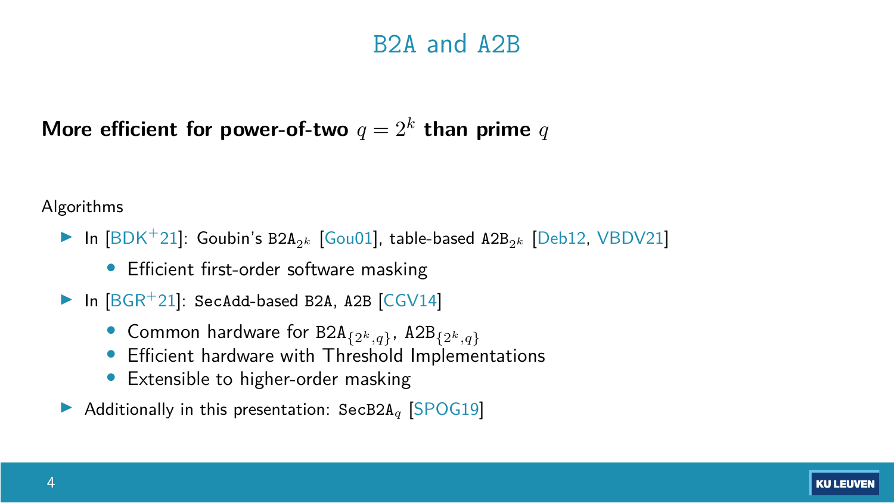# B2A and A2B

**More efficient for power-of-two $q = 2^k$ than prime $q$**

Algorithms

- In [BDK+21]: Goubin's $\texttt{B2A}_{2^k}$ [Gou01], table-based $\texttt{A2B}_{2^k}$ [Deb12, VBDV21]
  - Efficient first-order software masking
- In [BGR+21]: `SecAdd`-based `B2A`, `A2B` [CGV14]
  - Common hardware for $\texttt{B2A}_{\{2^k,q\}}$, $\texttt{A2B}_{\{2^k,q\}}$
  - Efficient hardware with Threshold Implementations
  - Extensible to higher-order masking
- Additionally in this presentation: $\texttt{SecB2A}_q$ [SPOG19]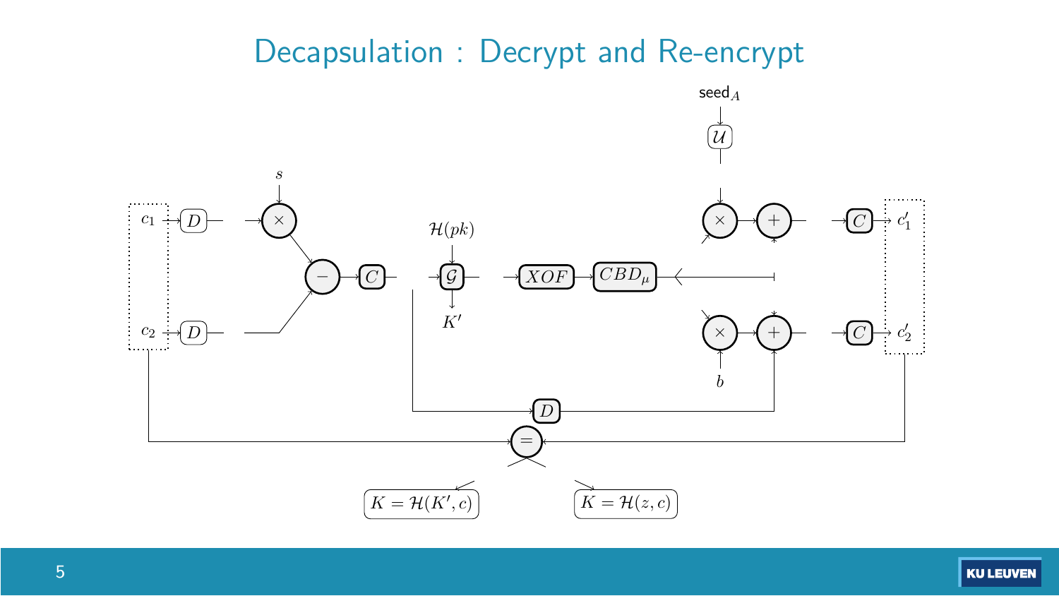# Decapsulation : Decrypt and Re-encrypt

$c_1$ → $D$ → $\times$ ($s$) → $-$ ← $D$ ← $c_2$

$-$ → $C$ → $\mathcal{G}$ ($\mathcal{H}(pk)$) → $K'$

$\mathcal{G}$ → $XOF$ → $CBD_\mu$

seed$_A$ → $\mathcal{U}$ → $\times$ → $+$ → $C$ → $c'_1$

$b$ → $\times$ → $+$ → $C$ → $c'_2$

$C$ → $D$ → $+$

$c_2$, $c'_2$ → $=$

$K = \mathcal{H}(K', c)$

$K = \mathcal{H}(z, c)$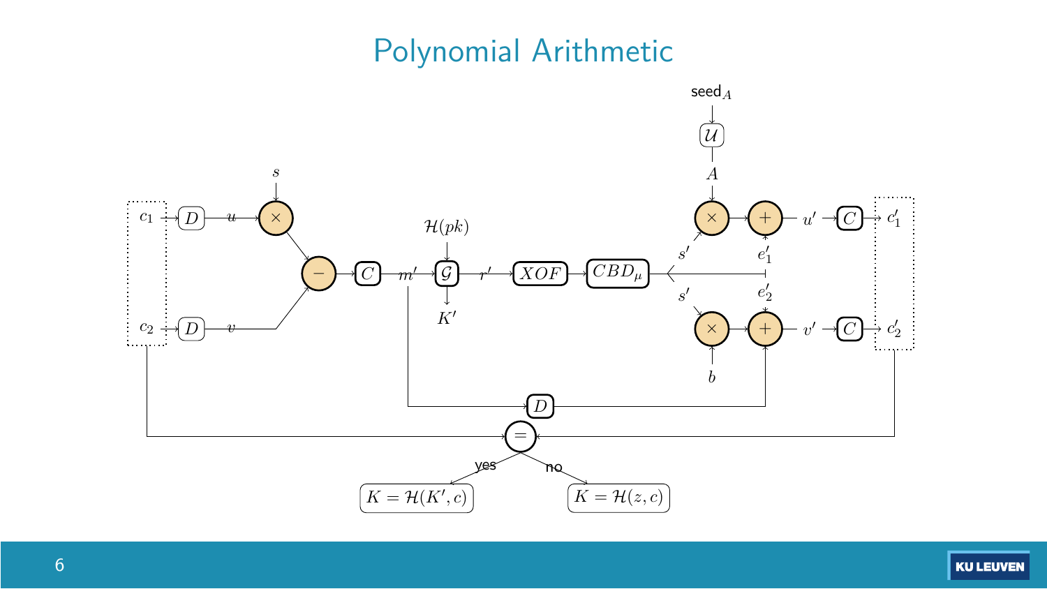# Polynomial Arithmetic

$c_1$ → $D$ → $u$ → $\times$ ($s$)

$c_2$ → $D$ → $v$

$-$ → $C$ → $m'$ → $\mathcal{G}$ ($\mathcal{H}(pk)$) → $r'$ → $XOF$ → $CBD_\mu$

$\mathcal{G}$ → $K'$

seed$_A$ → $\mathcal{U}$ → $A$

$A$, $s'$ → $\times$ → $+$ ($e'_1$) → $u'$ → $C$ → $c'_1$

$s'$, $b$ → $\times$ → $+$ ($e'_2$) → $v'$ → $C$ → $c'_2$

$m'$ → $D$ → $+$

$=$

yes: $K = \mathcal{H}(K', c)$

no: $K = \mathcal{H}(z, c)$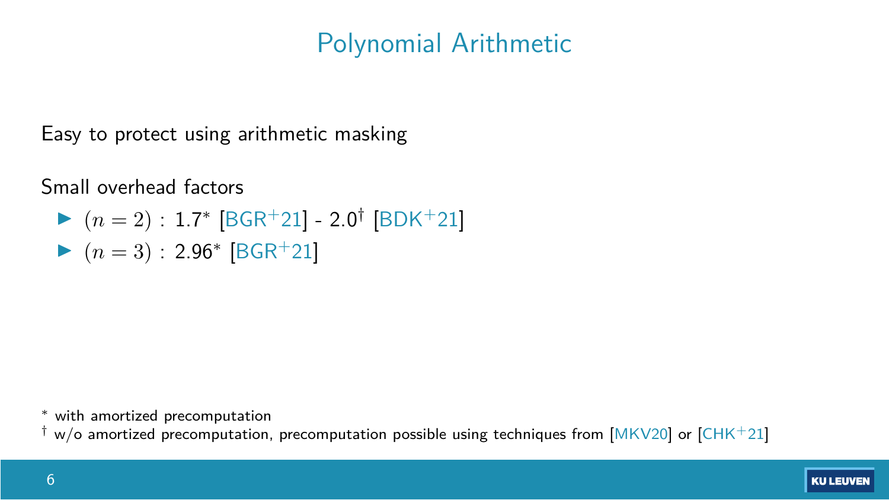# Polynomial Arithmetic

Easy to protect using arithmetic masking

Small overhead factors

- $(n = 2)$ : 1.7* [BGR+21] - 2.0† [BDK+21]
- $(n = 3)$ : 2.96* [BGR+21]

\* with amortized precomputation

† w/o amortized precomputation, precomputation possible using techniques from [MKV20] or [CHK+21]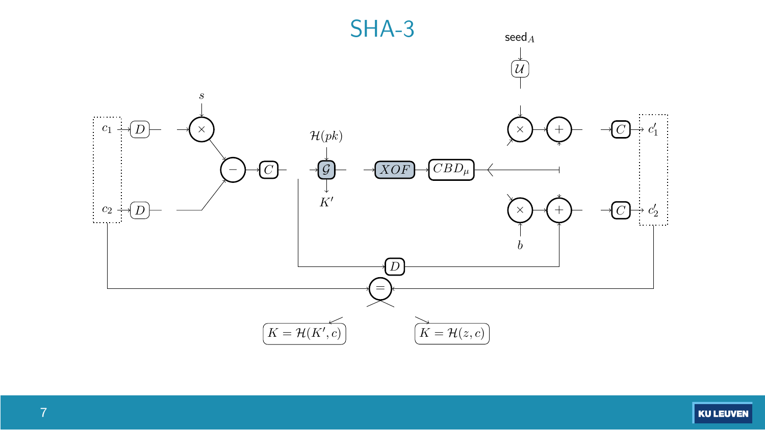# SHA-3

$\text{seed}_A$

$\mathcal{U}$

$s$

$c_1$ $D$ $\times$ $\times$ $+$ $C$ $c'_1$

$\mathcal{H}(pk)$

$-$ $C$ $\mathcal{G}$ $XOF$ $CBD_\mu$

$K'$

$c_2$ $D$ $\times$ $+$ $C$ $c'_2$

$b$

$D$

$=$

$K = \mathcal{H}(K', c)$

$K = \mathcal{H}(z, c)$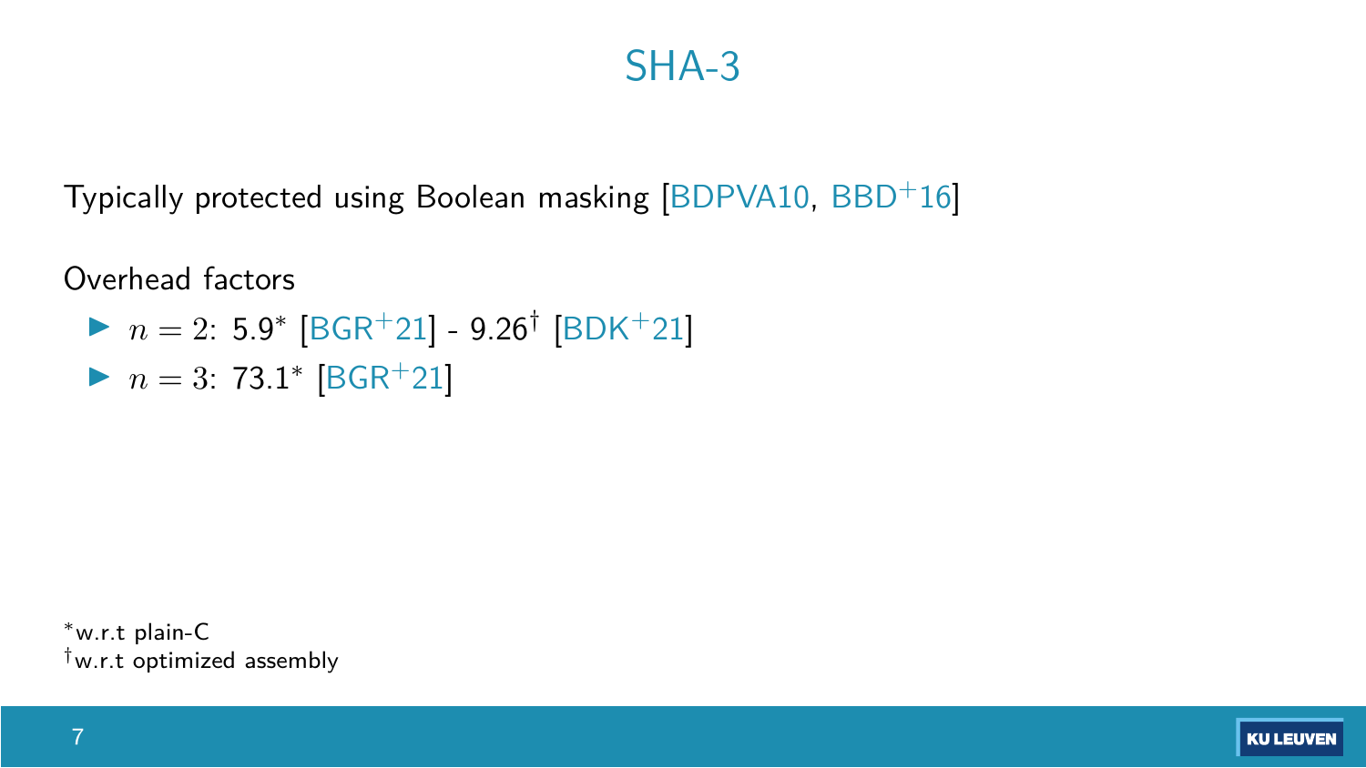# SHA-3

Typically protected using Boolean masking [BDPVA10, BBD+16]

Overhead factors

- $n = 2$: 5.9* [BGR+21] - 9.26† [BDK+21]
- $n = 3$: 73.1* [BGR+21]

*w.r.t plain-C
†w.r.t optimized assembly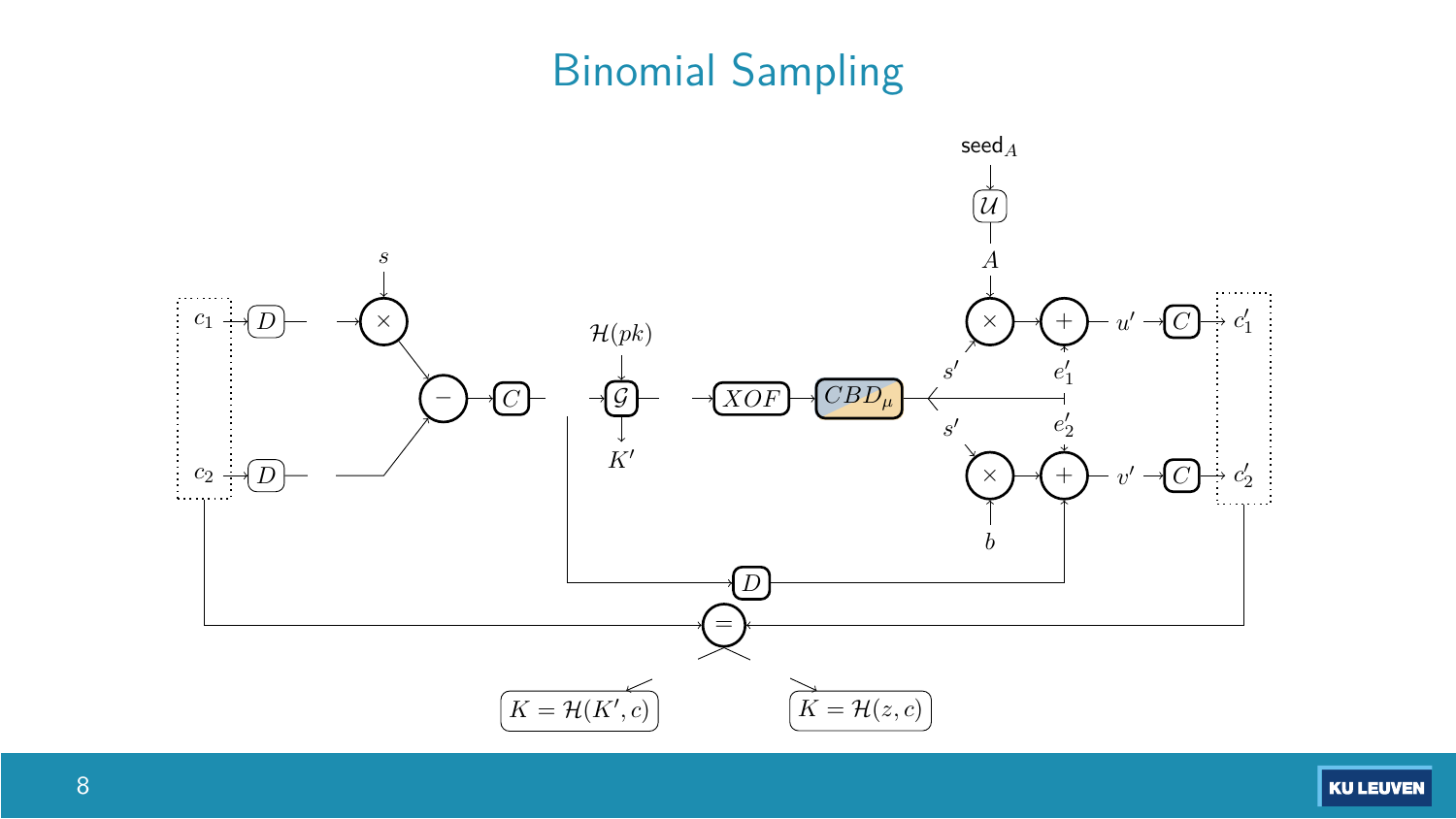# Binomial Sampling

seed$_A$

$\mathcal{U}$

$A$

$s$

$c_1$ → $D$ → × → − → $C$ → $\mathcal{G}$ → $XOF$ → $CBD_\mu$

$\mathcal{H}(pk)$

$K'$

$c_2$ → $D$

$s'$ × + $u'$ → $C$ → $c'_1$

$e'_1$

$e'_2$

$s'$ × + $v'$ → $C$ → $c'_2$

$b$

$D$

=

$K = \mathcal{H}(K', c)$

$K = \mathcal{H}(z, c)$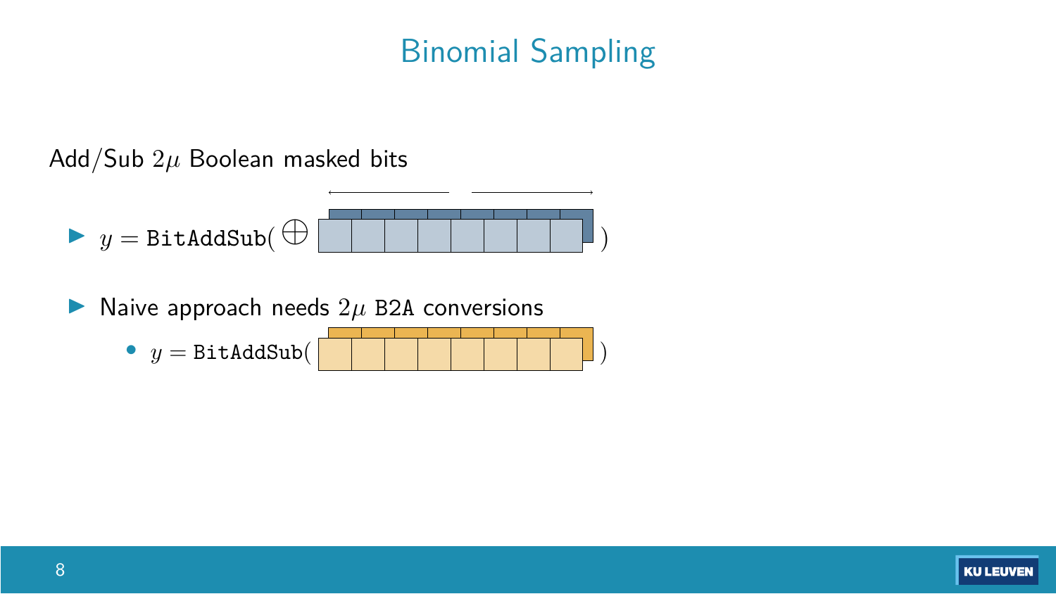# Binomial Sampling

Add/Sub $2\mu$ Boolean masked bits

- $y = \texttt{BitAddSub}( \bigoplus \quad )$
- Naive approach needs $2\mu$ `B2A` conversions
  - $y = \texttt{BitAddSub}( \quad )$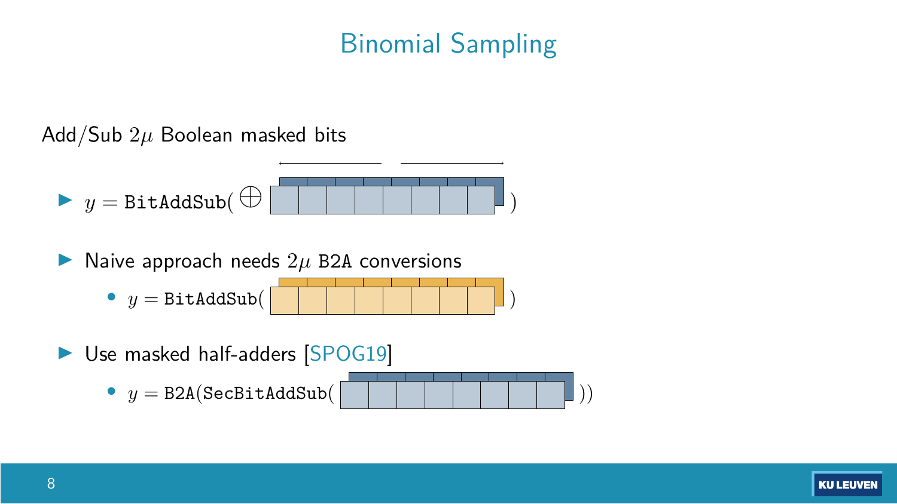# Binomial Sampling

Add/Sub $2\mu$ Boolean masked bits

- $y = \texttt{BitAddSub}(\bigoplus$ $)$
- Naive approach needs $2\mu$ B2A conversions
  - $y = \texttt{BitAddSub}($ $)$
- Use masked half-adders [SPOG19]
  - $y = \texttt{B2A}(\texttt{SecBitAddSub}($ $))$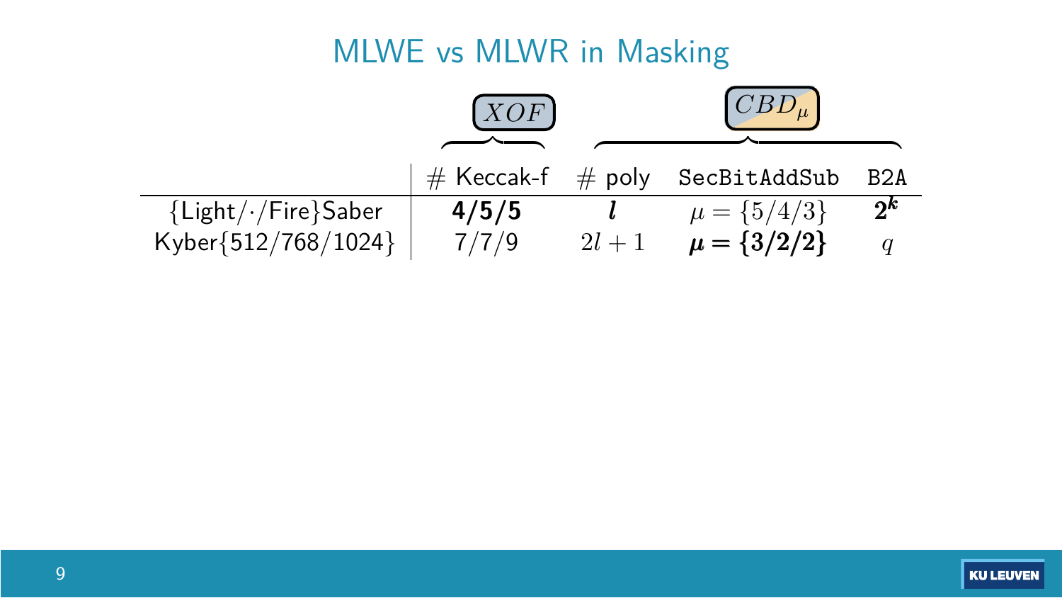# MLWE vs MLWR in Masking

| | $XOF$ | $CBD_\mu$ | | |
|---|---|---|---|---|
| | # Keccak-f | # poly | SecBitAddSub | B2A |
| {Light/·/Fire}Saber | **4/5/5** | $\boldsymbol{l}$ | $\mu = \{5/4/3\}$ | $\boldsymbol{2^k}$ |
| Kyber{512/768/1024} | 7/7/9 | $2l+1$ | $\boldsymbol{\mu = \{3/2/2\}}$ | $q$ |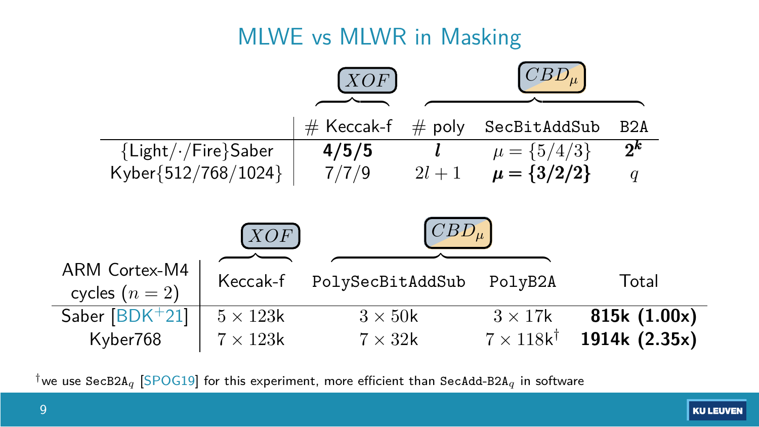# MLWE vs MLWR in Masking

| | $XOF$ | $CBD_\mu$ | | |
|---|---|---|---|---|
| | # Keccak-f | # poly | `SecBitAddSub` | `B2A` |
| {Light/·/Fire}Saber | **4/5/5** | $\boldsymbol{l}$ | $\mu = \{5/4/3\}$ | $\boldsymbol{2^k}$ |
| Kyber{512/768/1024} | 7/7/9 | $2l+1$ | $\boldsymbol{\mu = \{3/2/2\}}$ | $q$ |

| | $XOF$ | $CBD_\mu$ | | |
|---|---|---|---|---|
| ARM Cortex-M4 cycles ($n = 2$) | Keccak-f | `PolySecBitAddSub` | `PolyB2A` | Total |
| Saber [BDK+21] | $5 \times 123$k | $3 \times 50$k | $3 \times 17$k | **815k (1.00x)** |
| Kyber768 | $7 \times 123$k | $7 \times 32$k | $7 \times 118\text{k}^\dagger$ | **1914k (2.35x)** |

$^\dagger$we use `SecB2A`$_q$ [SPOG19] for this experiment, more efficient than `SecAdd-B2A`$_q$ in software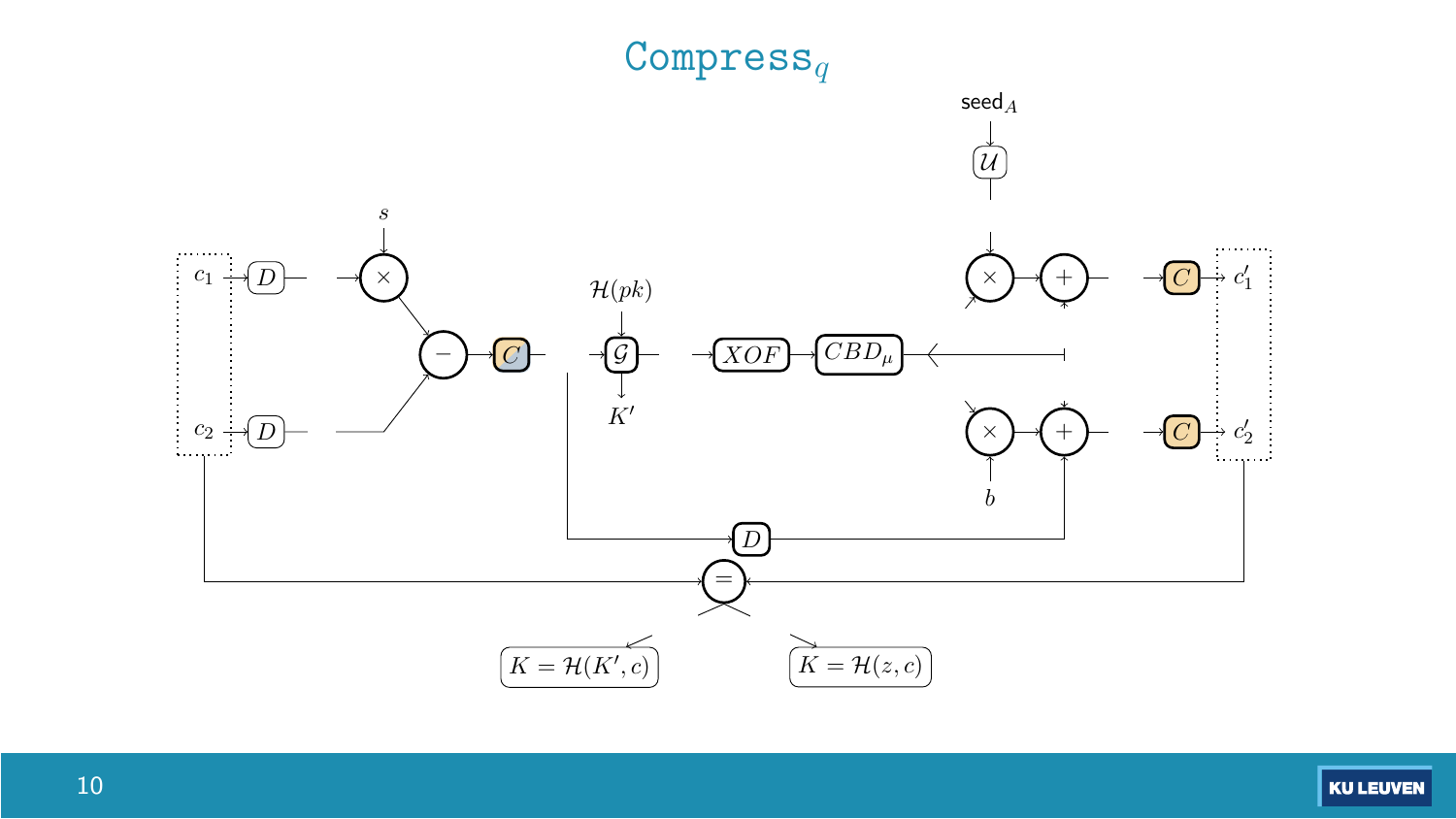# $\texttt{Compress}_q$

$\mathsf{seed}_A$

$\mathcal{U}$

$s$

$c_1$ → $D$ → $\times$ → $-$ → $C$ → $\mathcal{G}$ → $XOF$ → $CBD_\mu$

$\mathcal{H}(pk)$

$K'$

$c_2$ → $D$

$\times$ → $+$ → $C$ → $c'_1$

$\times$ → $+$ → $C$ → $c'_2$

$b$

$D$

$=$

$K = \mathcal{H}(K', c)$

$K = \mathcal{H}(z, c)$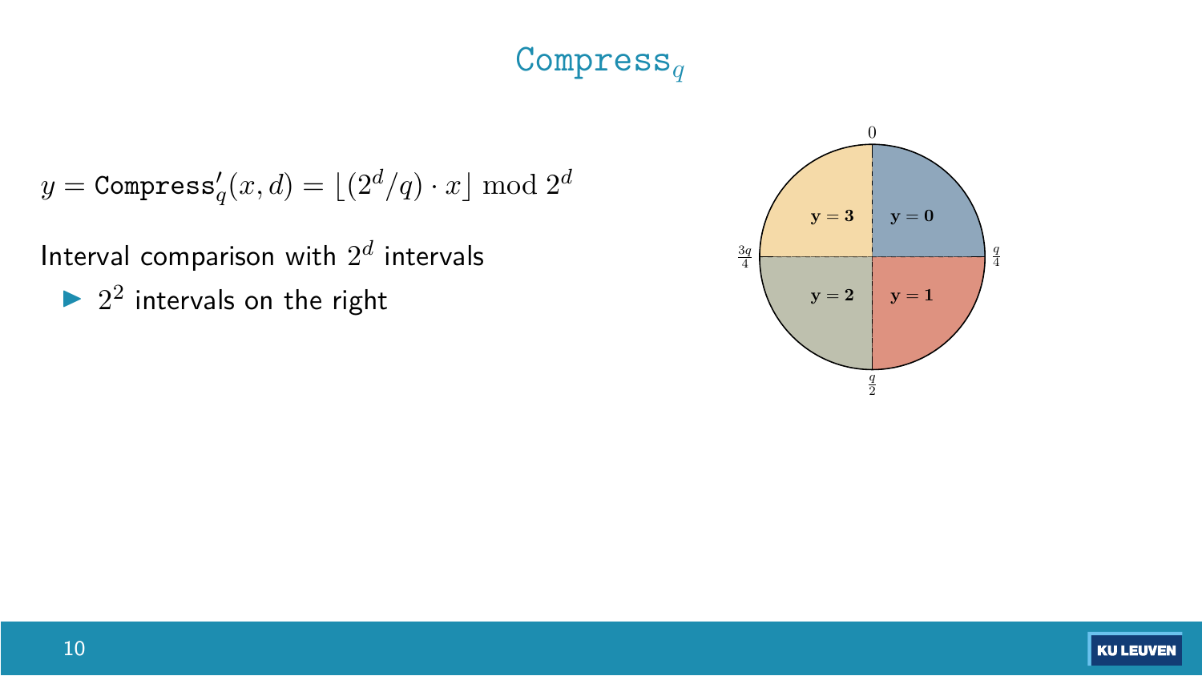# $\texttt{Compress}_q$

$$y = \texttt{Compress}'_q(x, d) = \lfloor (2^d/q) \cdot x \rceil \bmod 2^d$$

Interval comparison with $2^d$ intervals

- $2^2$ intervals on the right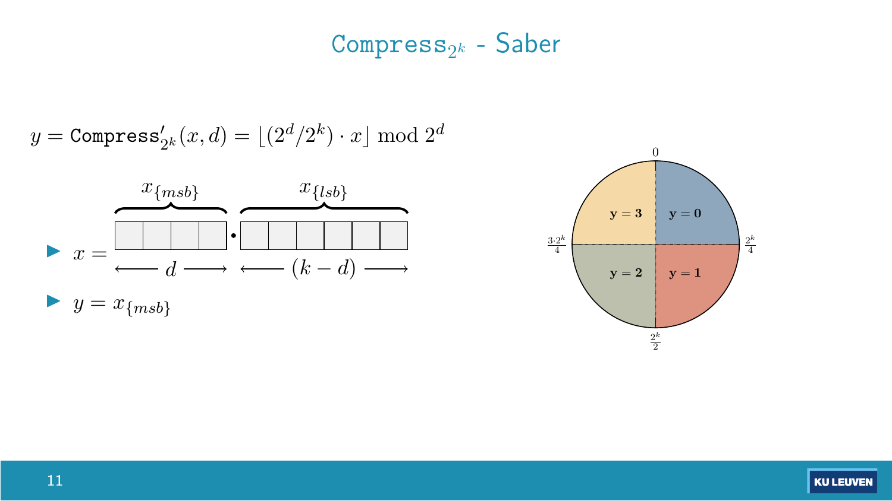# $\texttt{Compress}_{2^k}$ - Saber

$$y = \texttt{Compress}'_{2^k}(x, d) = \lfloor (2^d/2^k) \cdot x \rfloor \bmod 2^d$$

- $x = \underbrace{\square\square\square\square}_{d} \cdot \underbrace{\square\square\square\square\square\square}_{(k-d)}$, where the first $d$ bits are $x_{\{msb\}}$ and the remaining $(k-d)$ bits are $x_{\{lsb\}}$
- $y = x_{\{msb\}}$

$0$

$\mathbf{y = 3}$ $\quad$ $\mathbf{y = 0}$

$\frac{3 \cdot 2^k}{4}$ $\quad$ $\frac{2^k}{4}$

$\mathbf{y = 2}$ $\quad$ $\mathbf{y = 1}$

$\frac{2^k}{2}$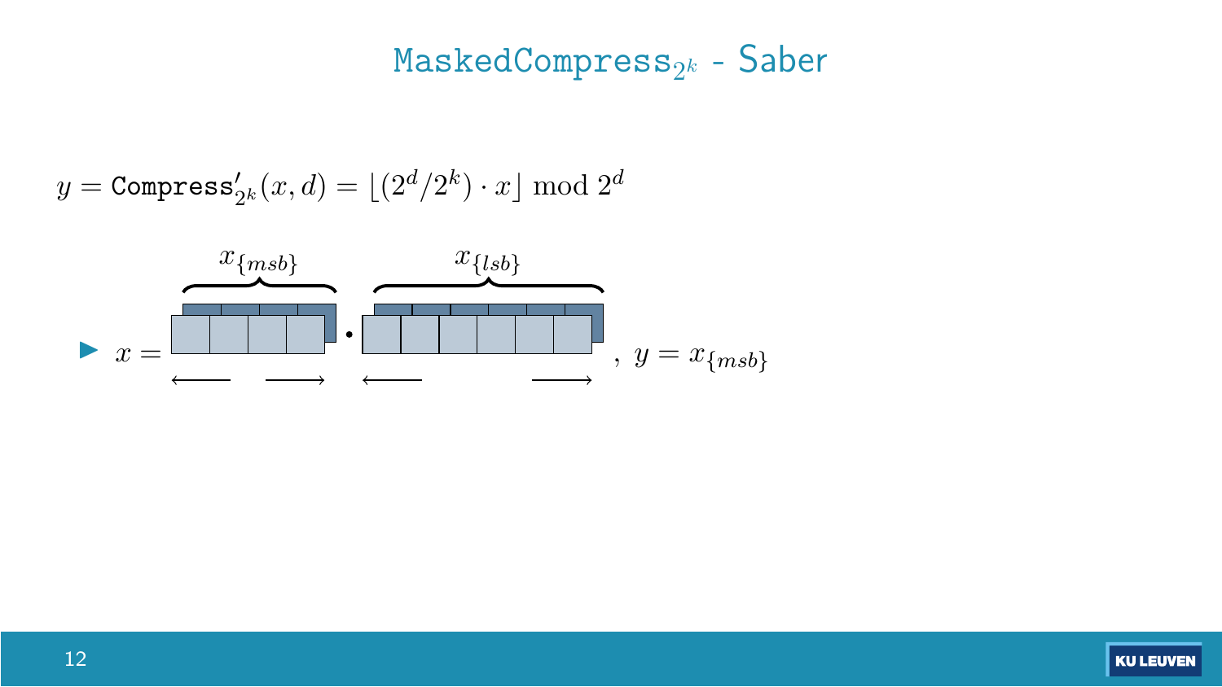# $\texttt{MaskedCompress}_{2^k}$ - Saber

$$y = \texttt{Compress}'_{2^k}(x, d) = \lfloor (2^d/2^k) \cdot x \rceil \bmod 2^d$$

- $x = x_{\{msb\}} \cdot x_{\{lsb\}}$, $y = x_{\{msb\}}$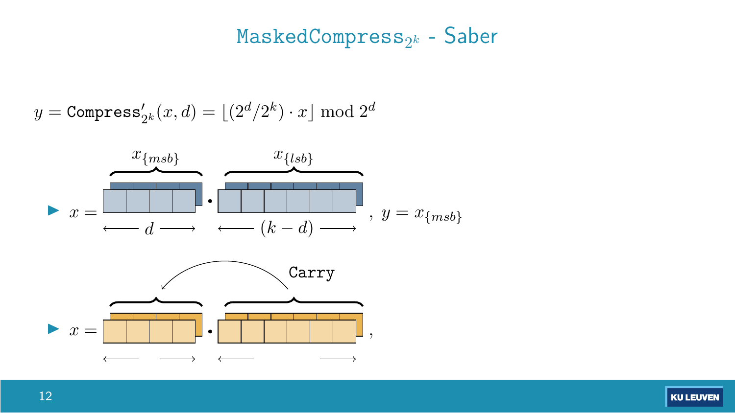# $\texttt{MaskedCompress}_{2^k}$ - Saber

$$y = \texttt{Compress}'_{2^k}(x, d) = \lfloor (2^d/2^k) \cdot x \rfloor \bmod 2^d$$

- $x = \underbrace{\phantom{xxxx}}_{d} \cdot \underbrace{\phantom{xxxxxx}}_{(k-d)}$, with the first part labeled $x_{\{msb\}}$ and the second part labeled $x_{\{lsb\}}$, $y = x_{\{msb\}}$

- $x = \phantom{xxxx} \cdot \phantom{xxxxxx}$, (Carry from the lower part to the upper part)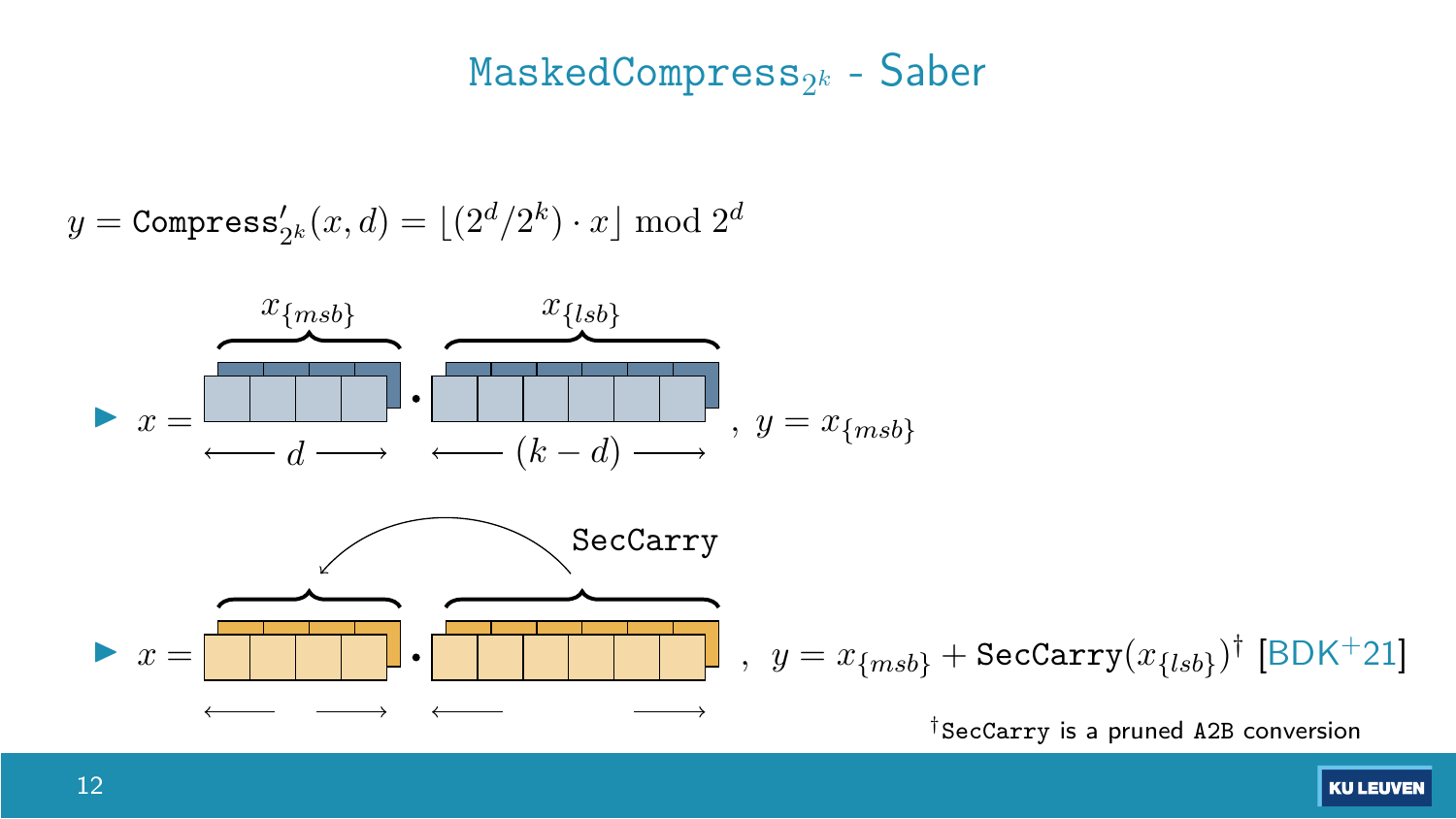# $\texttt{MaskedCompress}_{2^k}$ - Saber

$$y = \texttt{Compress}'_{2^k}(x, d) = \lfloor (2^d/2^k) \cdot x \rfloor \bmod 2^d$$

- $x = \underbrace{\phantom{xxxx}}_{d}^{x_{\{msb\}}} \cdot \underbrace{\phantom{xxxxxx}}_{(k-d)}^{x_{\{lsb\}}}$, $y = x_{\{msb\}}$
- $x = \ldots \cdot \ldots$ (SecCarry), $y = x_{\{msb\}} + \texttt{SecCarry}(x_{\{lsb\}})^{\dagger}$ [BDK+21]

$^{\dagger}$SecCarry is a pruned A2B conversion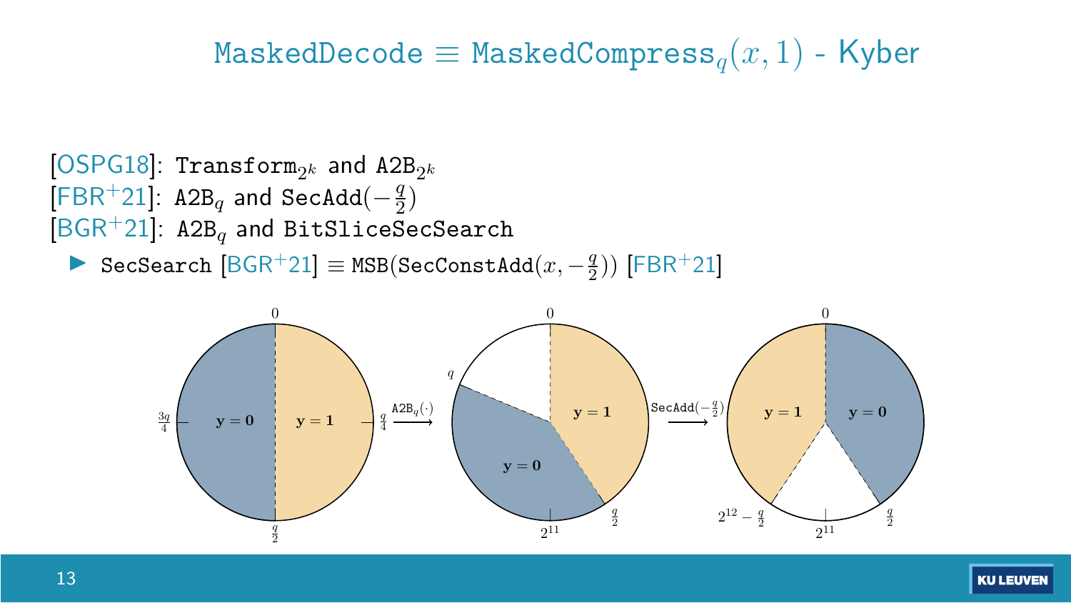# $\texttt{MaskedDecode} \equiv \texttt{MaskedCompress}_q(x, 1)$ - Kyber

[OSPG18]: $\texttt{Transform}_{2^k}$ and $\texttt{A2B}_{2^k}$
[FBR+21]: $\texttt{A2B}_q$ and $\texttt{SecAdd}(-\frac{q}{2})$
[BGR+21]: $\texttt{A2B}_q$ and $\texttt{BitSliceSecSearch}$

- $\texttt{SecSearch}$ [BGR+21] $\equiv \texttt{MSB}(\texttt{SecConstAdd}(x, -\frac{q}{2}))$ [FBR+21]

$0$, $\frac{q}{4}$, $\frac{q}{2}$, $\frac{3q}{4}$, $\mathbf{y = 0}$, $\mathbf{y = 1}$ $\xrightarrow{\texttt{A2B}_q(\cdot)}$ $0$, $q$, $\frac{q}{2}$, $2^{11}$, $\mathbf{y = 1}$, $\mathbf{y = 0}$ $\xrightarrow{\texttt{SecAdd}(-\frac{q}{2})}$ $0$, $\frac{q}{2}$, $2^{11}$, $2^{12} - \frac{q}{2}$, $\mathbf{y = 1}$, $\mathbf{y = 0}$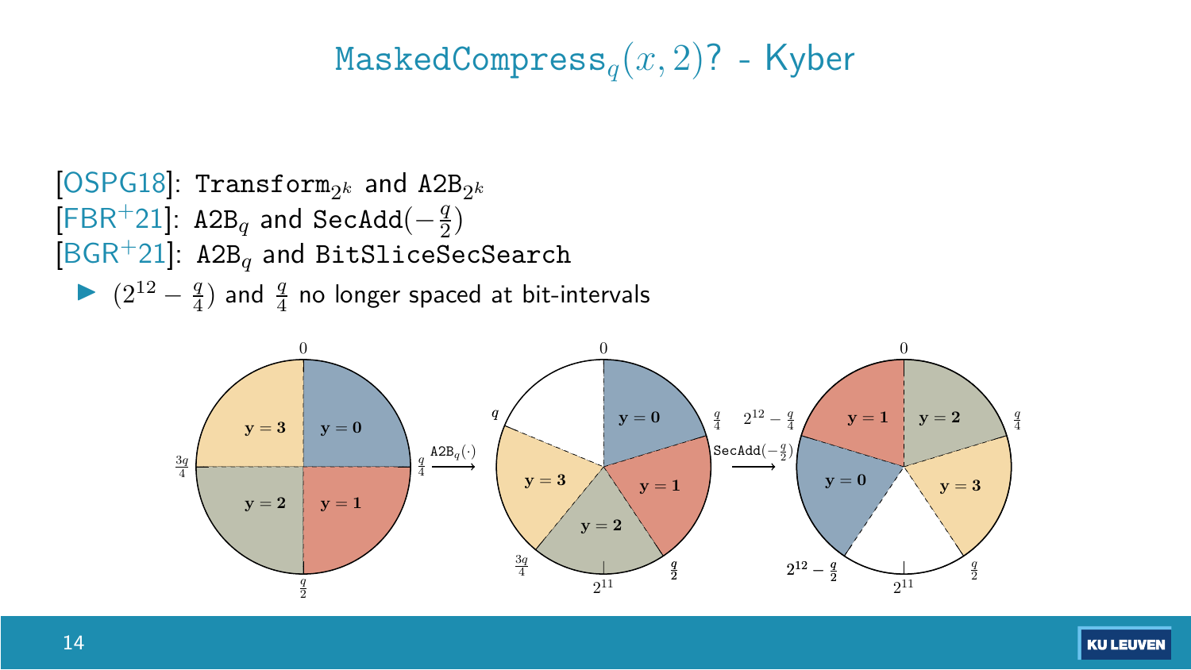# $\texttt{MaskedCompress}_q(x, 2)$? - Kyber

[OSPG18]: $\texttt{Transform}_{2^k}$ and $\texttt{A2B}_{2^k}$
[FBR+21]: $\texttt{A2B}_q$ and $\texttt{SecAdd}(-\frac{q}{2})$
[BGR+21]: $\texttt{A2B}_q$ and $\texttt{BitSliceSecSearch}$

- $(2^{12} - \frac{q}{4})$ and $\frac{q}{4}$ no longer spaced at bit-intervals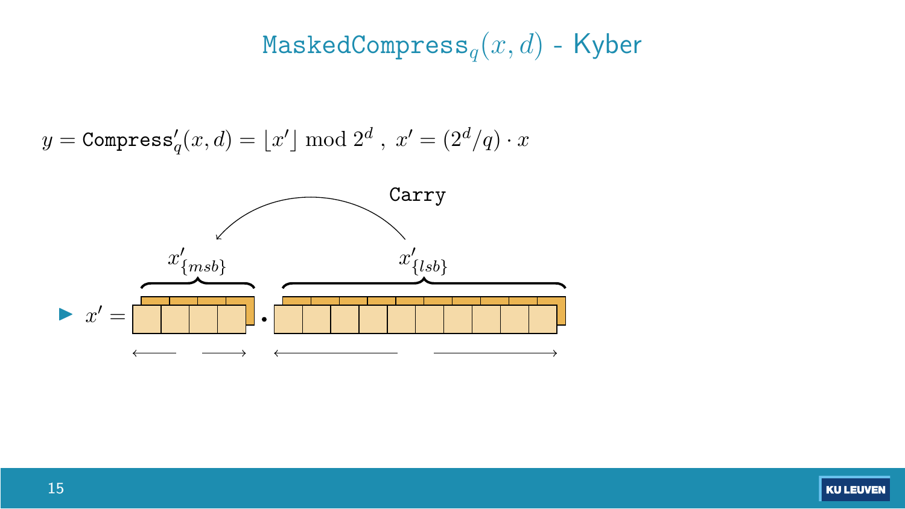# $\texttt{MaskedCompress}_q(x, d)$ - Kyber

$$y = \texttt{Compress}'_q(x, d) = \lfloor x' \rceil \bmod 2^d \ , \ x' = (2^d/q) \cdot x$$

Carry

$x'_{\{msb\}}$ $x'_{\{lsb\}}$

- $x' =$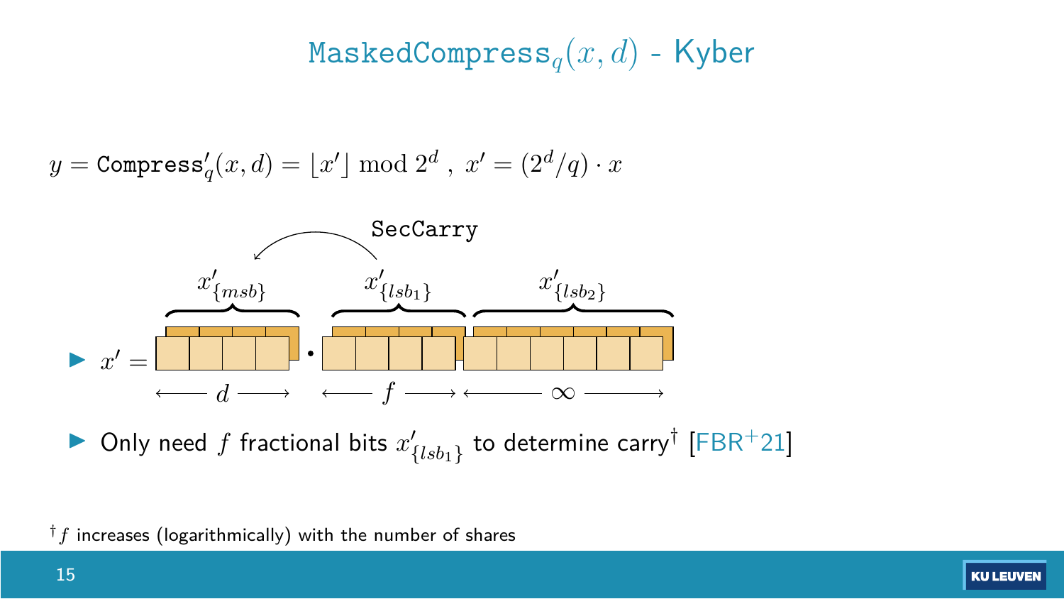# $\texttt{MaskedCompress}_q(x, d)$ - Kyber

$$y = \texttt{Compress}'_q(x, d) = \lfloor x' \rfloor \bmod 2^d \ , \ x' = (2^d/q) \cdot x$$

SecCarry

$x'_{\{msb\}}$ $x'_{\{lsb_1\}}$ $x'_{\{lsb_2\}}$

- $x' =$ [ $d$ ] . [ $f$ ] [ $\infty$ ]
- Only need $f$ fractional bits $x'_{\{lsb_1\}}$ to determine carry† [FBR+21]

† $f$ increases (logarithmically) with the number of shares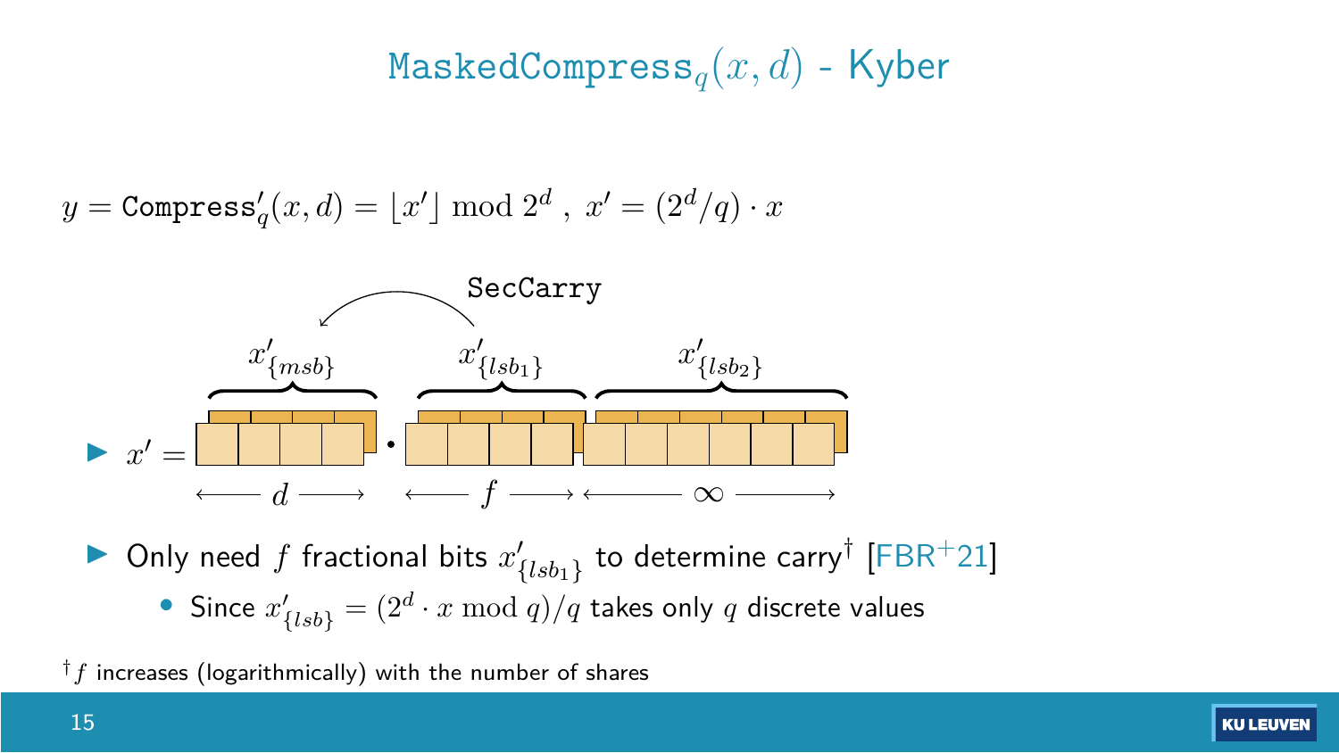# $\texttt{MaskedCompress}_q(x, d)$ - Kyber

$$y = \texttt{Compress}'_q(x, d) = \lfloor x' \rfloor \bmod 2^d \; , \; x' = (2^d/q) \cdot x$$

SecCarry

$x'_{\{msb\}}$ $x'_{\{lsb_1\}}$ $x'_{\{lsb_2\}}$

- $x' =$ [ $d$ bits ] . [ $f$ bits ] [ $\infty$ ]

- Only need $f$ fractional bits $x'_{\{lsb_1\}}$ to determine carry[†] [FBR+21]
  - Since $x'_{\{lsb\}} = (2^d \cdot x \bmod q)/q$ takes only $q$ discrete values

[†] $f$ increases (logarithmically) with the number of shares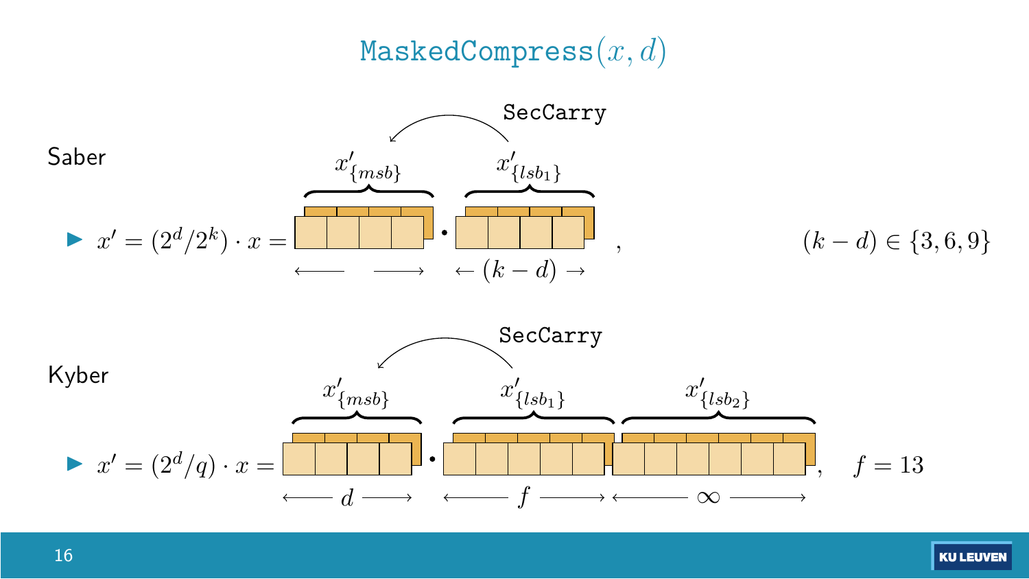# $\texttt{MaskedCompress}(x, d)$

Saber

- $x' = (2^d/2^k) \cdot x = \underbrace{x'_{\{msb\}}}_{\longleftrightarrow} \cdot \underbrace{x'_{\{lsb_1\}}}_{\leftarrow (k-d) \rightarrow}$ , $\quad (k-d) \in \{3, 6, 9\}$

SecCarry: $x'_{\{lsb_1\}} \rightarrow x'_{\{msb\}}$

Kyber

- $x' = (2^d/q) \cdot x = \underbrace{x'_{\{msb\}}}_{\leftarrow d \rightarrow} \cdot \underbrace{x'_{\{lsb_1\}}}_{\leftarrow f \rightarrow} \underbrace{x'_{\{lsb_2\}}}_{\leftarrow \infty \rightarrow}$, $\quad f = 13$

SecCarry: $x'_{\{lsb_1\}} \rightarrow x'_{\{msb\}}$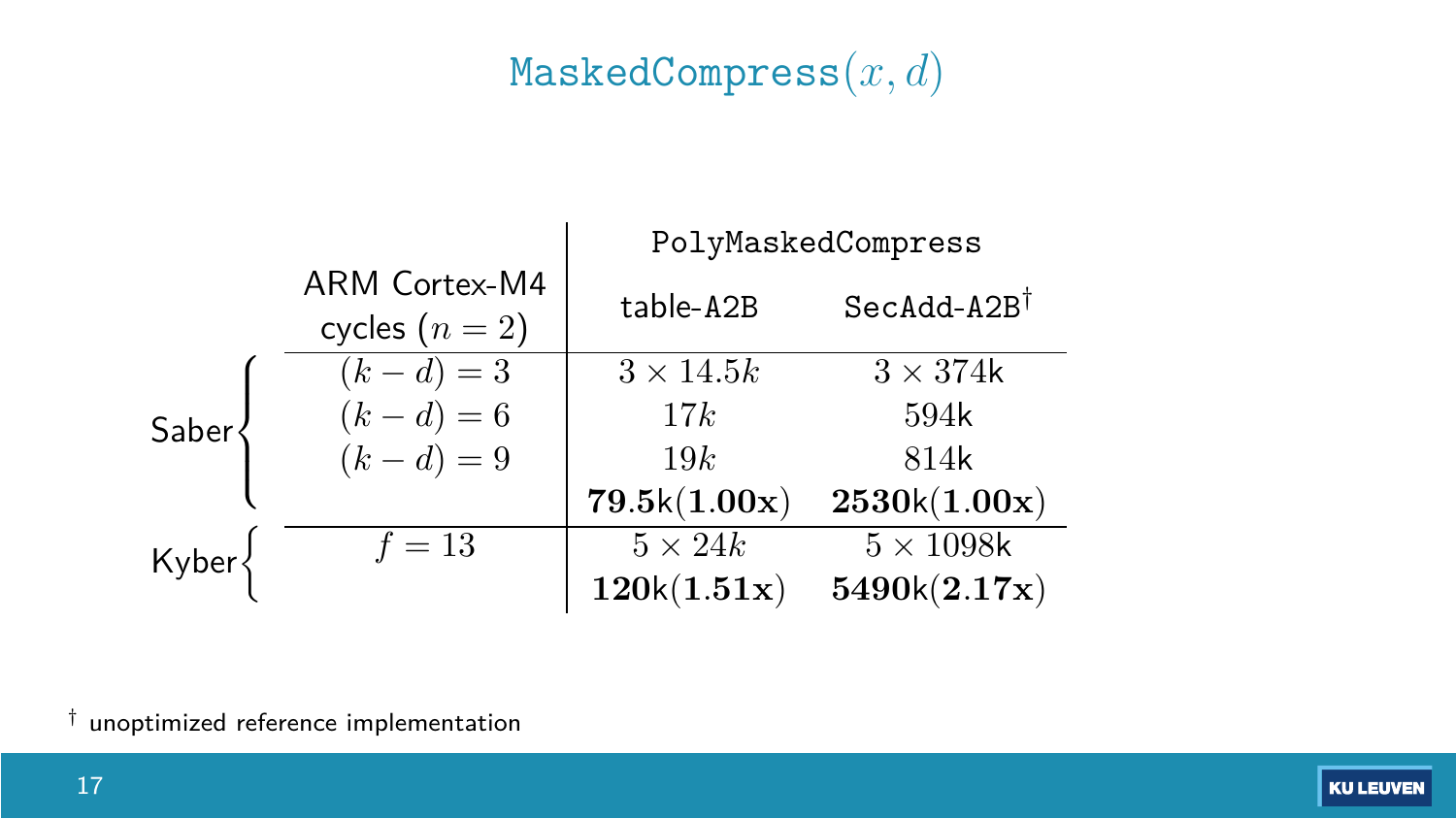# MaskedCompress$(x, d)$

| | ARM Cortex-M4 cycles ($n = 2$) | PolyMaskedCompress table-A2B | PolyMaskedCompress SecAdd-A2B† |
|---|---|---|---|
| Saber | $(k - d) = 3$ | $3 \times 14.5k$ | $3 \times 374$k |
| | $(k - d) = 6$ | $17k$ | 594k |
| | $(k - d) = 9$ | $19k$ | 814k |
| | | **79.5k(1.00x)** | **2530k(1.00x)** |
| Kyber | $f = 13$ | $5 \times 24k$ | $5 \times 1098$k |
| | | **120k(1.51x)** | **5490k(2.17x)** |

† unoptimized reference implementation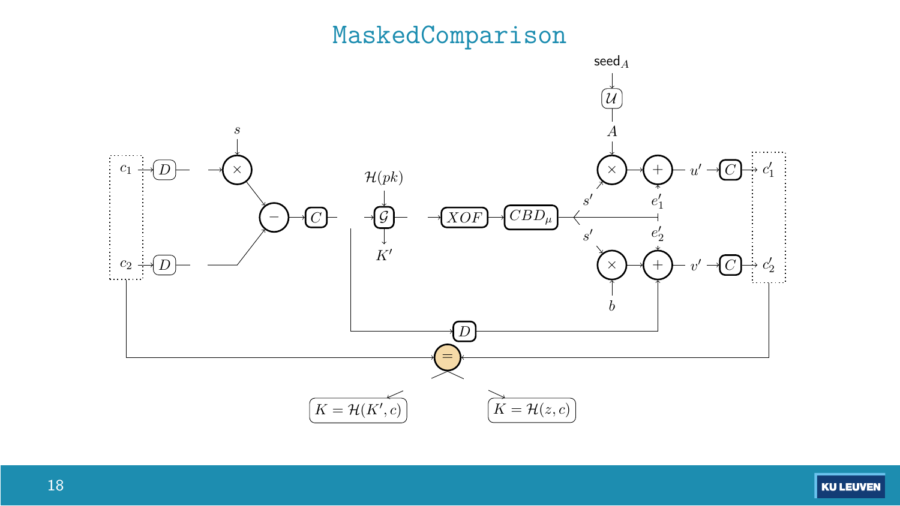# MaskedComparison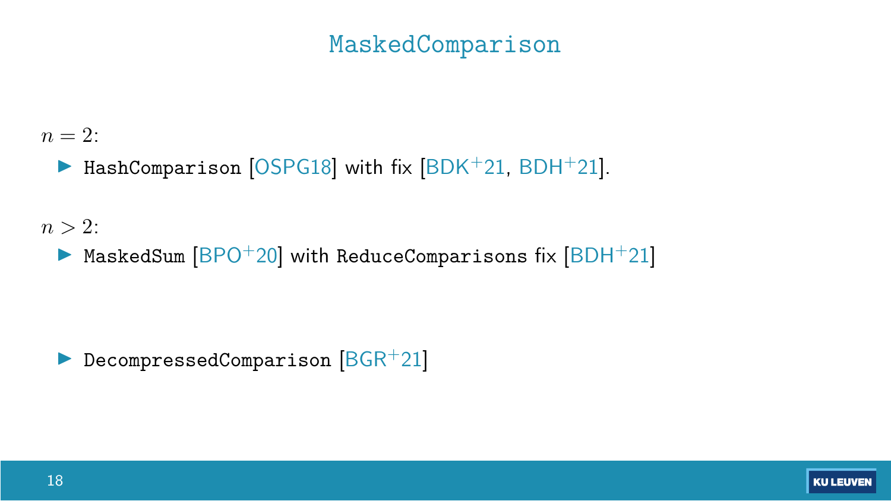# MaskedComparison

$n = 2$:

- HashComparison [OSPG18] with fix [BDK+21, BDH+21].

$n > 2$:

- MaskedSum [BPO+20] with ReduceComparisons fix [BDH+21]

- DecompressedComparison [BGR+21]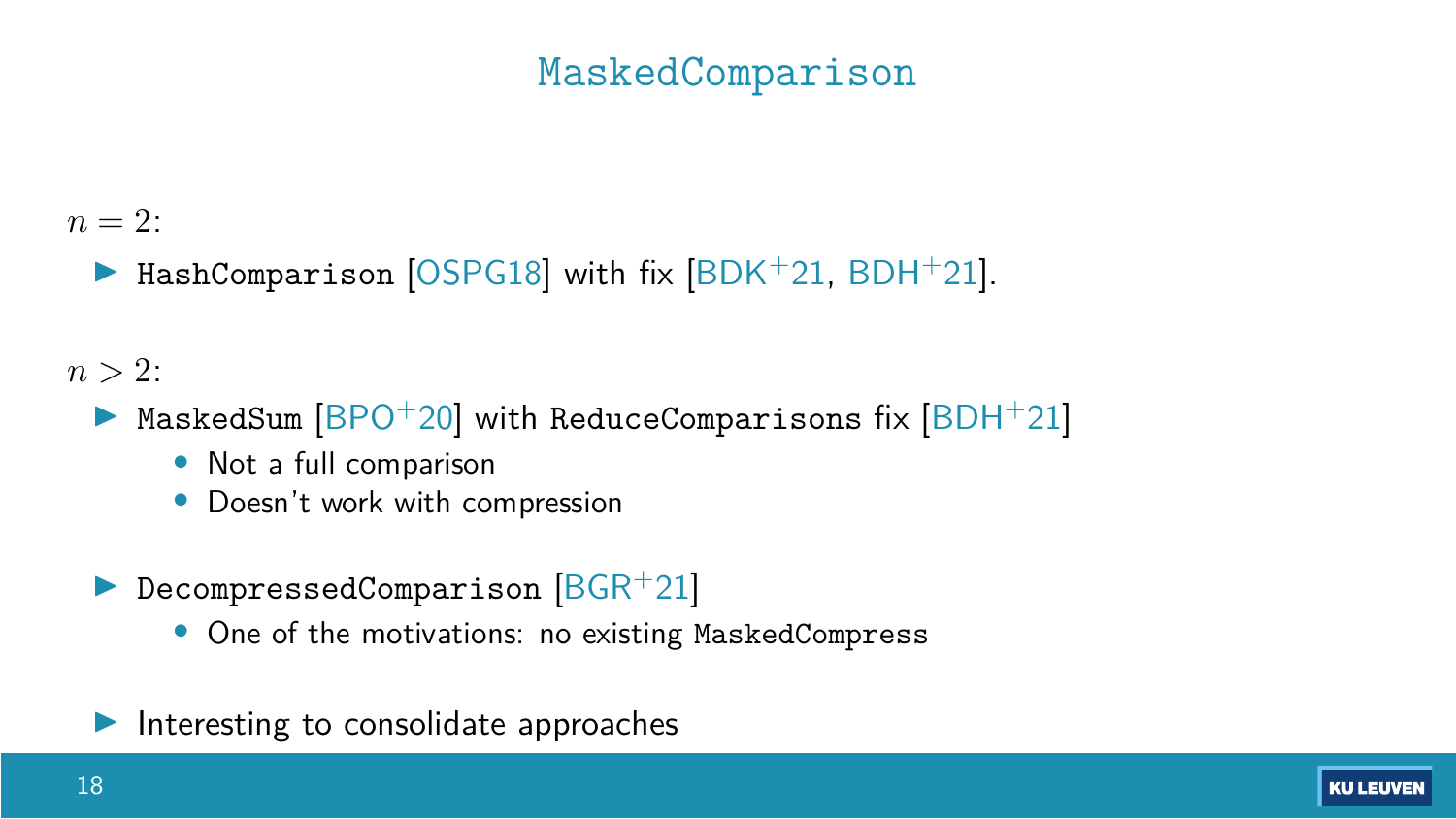# MaskedComparison

$n = 2$:

- HashComparison [OSPG18] with fix [BDK+21, BDH+21].

$n > 2$:

- MaskedSum [BPO+20] with ReduceComparisons fix [BDH+21]
  - Not a full comparison
  - Doesn't work with compression
- DecompressedComparison [BGR+21]
  - One of the motivations: no existing MaskedCompress
- Interesting to consolidate approaches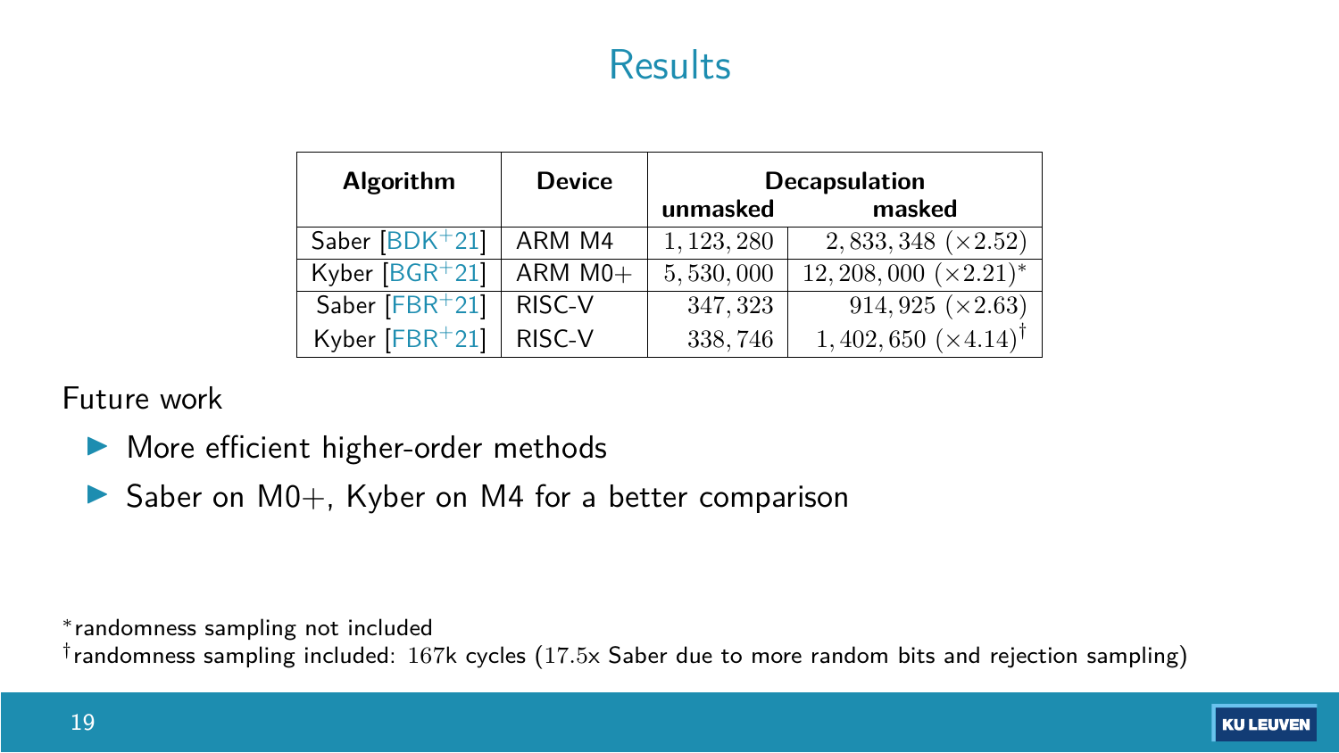# Results

| Algorithm | Device | Decapsulation | |
|---|---|---|---|
| | | unmasked | masked |
| Saber [BDK+21] | ARM M4 | 1,123,280 | 2,833,348 (×2.52) |
| Kyber [BGR+21] | ARM M0+ | 5,530,000 | 12,208,000 (×2.21)* |
| Saber [FBR+21] | RISC-V | 347,323 | 914,925 (×2.63) |
| Kyber [FBR+21] | RISC-V | 338,746 | 1,402,650 (×4.14)† |

Future work

- More efficient higher-order methods
- Saber on M0+, Kyber on M4 for a better comparison

*randomness sampling not included

†randomness sampling included: 167k cycles (17.5x Saber due to more random bits and rejection sampling)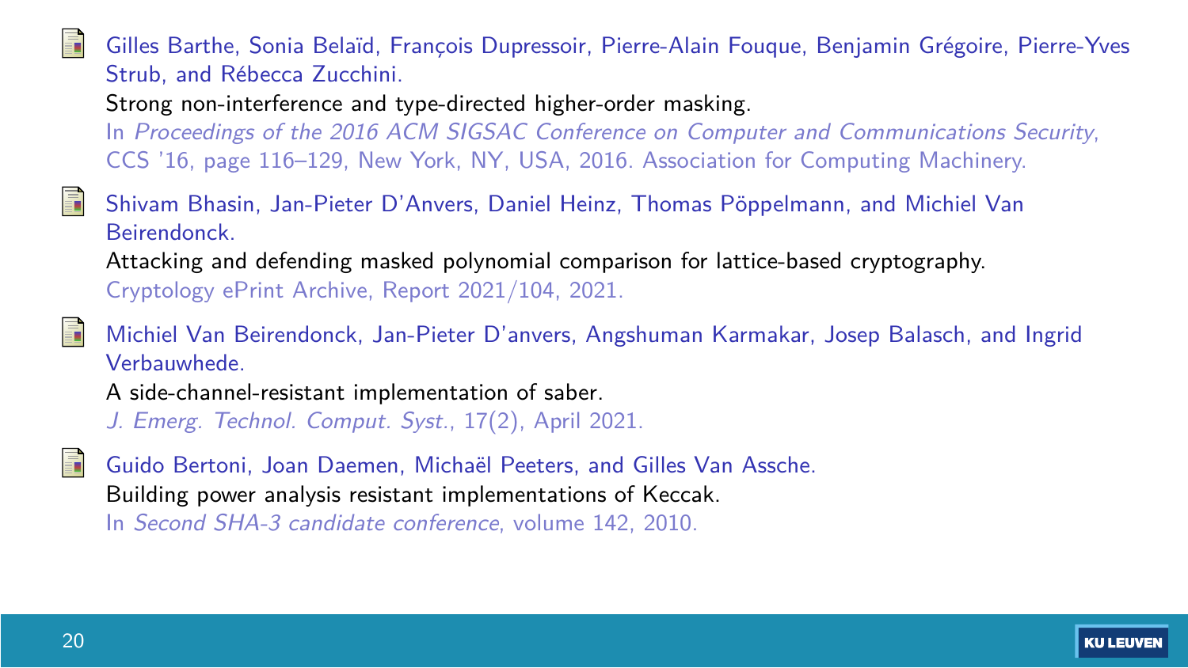- Gilles Barthe, Sonia Belaïd, François Dupressoir, Pierre-Alain Fouque, Benjamin Grégoire, Pierre-Yves Strub, and Rébecca Zucchini.
  Strong non-interference and type-directed higher-order masking.
  In *Proceedings of the 2016 ACM SIGSAC Conference on Computer and Communications Security*, CCS '16, page 116–129, New York, NY, USA, 2016. Association for Computing Machinery.

- Shivam Bhasin, Jan-Pieter D'Anvers, Daniel Heinz, Thomas Pöppelmann, and Michiel Van Beirendonck.
  Attacking and defending masked polynomial comparison for lattice-based cryptography.
  Cryptology ePrint Archive, Report 2021/104, 2021.

- Michiel Van Beirendonck, Jan-Pieter D'anvers, Angshuman Karmakar, Josep Balasch, and Ingrid Verbauwhede.
  A side-channel-resistant implementation of saber.
  *J. Emerg. Technol. Comput. Syst.*, 17(2), April 2021.

- Guido Bertoni, Joan Daemen, Michaël Peeters, and Gilles Van Assche.
  Building power analysis resistant implementations of Keccak.
  In *Second SHA-3 candidate conference*, volume 142, 2010.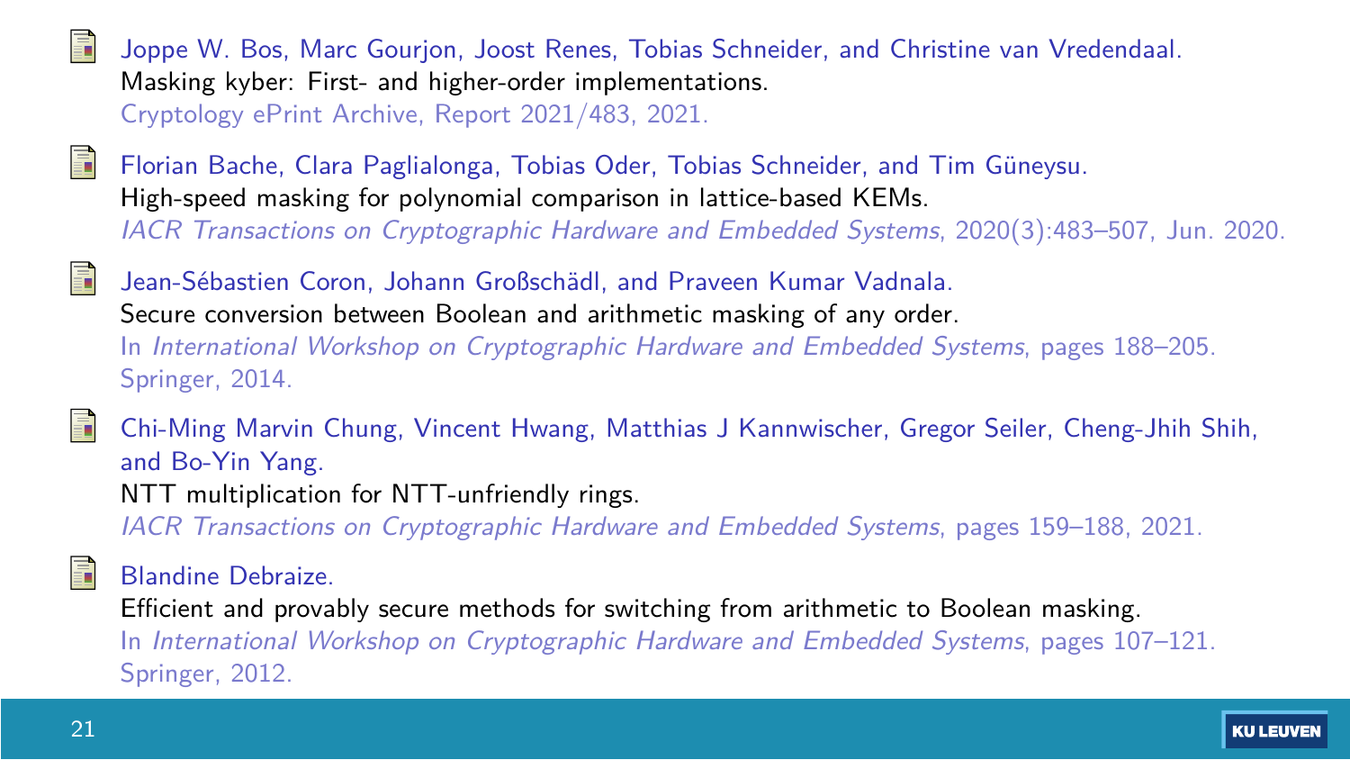- Joppe W. Bos, Marc Gourjon, Joost Renes, Tobias Schneider, and Christine van Vredendaal.
  Masking kyber: First- and higher-order implementations.
  Cryptology ePrint Archive, Report 2021/483, 2021.

- Florian Bache, Clara Paglialonga, Tobias Oder, Tobias Schneider, and Tim Güneysu.
  High-speed masking for polynomial comparison in lattice-based KEMs.
  *IACR Transactions on Cryptographic Hardware and Embedded Systems*, 2020(3):483–507, Jun. 2020.

- Jean-Sébastien Coron, Johann Großschädl, and Praveen Kumar Vadnala.
  Secure conversion between Boolean and arithmetic masking of any order.
  In *International Workshop on Cryptographic Hardware and Embedded Systems*, pages 188–205. Springer, 2014.

- Chi-Ming Marvin Chung, Vincent Hwang, Matthias J Kannwischer, Gregor Seiler, Cheng-Jhih Shih, and Bo-Yin Yang.
  NTT multiplication for NTT-unfriendly rings.
  *IACR Transactions on Cryptographic Hardware and Embedded Systems*, pages 159–188, 2021.

- Blandine Debraize.
  Efficient and provably secure methods for switching from arithmetic to Boolean masking.
  In *International Workshop on Cryptographic Hardware and Embedded Systems*, pages 107–121. Springer, 2012.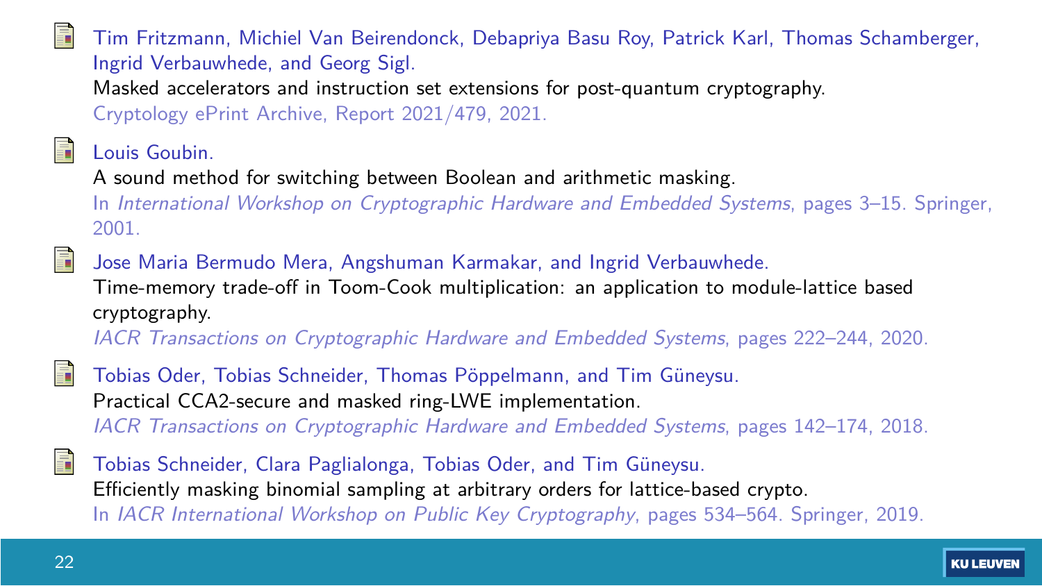- Tim Fritzmann, Michiel Van Beirendonck, Debapriya Basu Roy, Patrick Karl, Thomas Schamberger, Ingrid Verbauwhede, and Georg Sigl.
  Masked accelerators and instruction set extensions for post-quantum cryptography.
  Cryptology ePrint Archive, Report 2021/479, 2021.

- Louis Goubin.
  A sound method for switching between Boolean and arithmetic masking.
  In *International Workshop on Cryptographic Hardware and Embedded Systems*, pages 3–15. Springer, 2001.

- Jose Maria Bermudo Mera, Angshuman Karmakar, and Ingrid Verbauwhede.
  Time-memory trade-off in Toom-Cook multiplication: an application to module-lattice based cryptography.
  *IACR Transactions on Cryptographic Hardware and Embedded Systems*, pages 222–244, 2020.

- Tobias Oder, Tobias Schneider, Thomas Pöppelmann, and Tim Güneysu.
  Practical CCA2-secure and masked ring-LWE implementation.
  *IACR Transactions on Cryptographic Hardware and Embedded Systems*, pages 142–174, 2018.

- Tobias Schneider, Clara Paglialonga, Tobias Oder, and Tim Güneysu.
  Efficiently masking binomial sampling at arbitrary orders for lattice-based crypto.
  In *IACR International Workshop on Public Key Cryptography*, pages 534–564. Springer, 2019.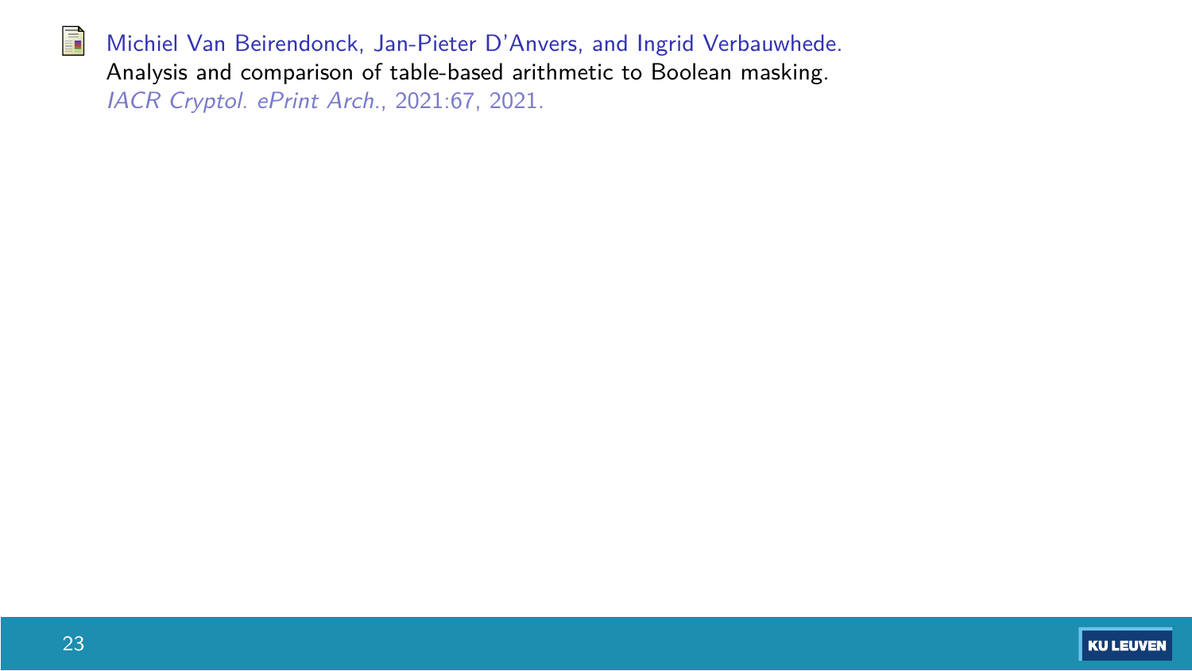Michiel Van Beirendonck, Jan-Pieter D'Anvers, and Ingrid Verbauwhede.
Analysis and comparison of table-based arithmetic to Boolean masking.
*IACR Cryptol. ePrint Arch.*, 2021:67, 2021.